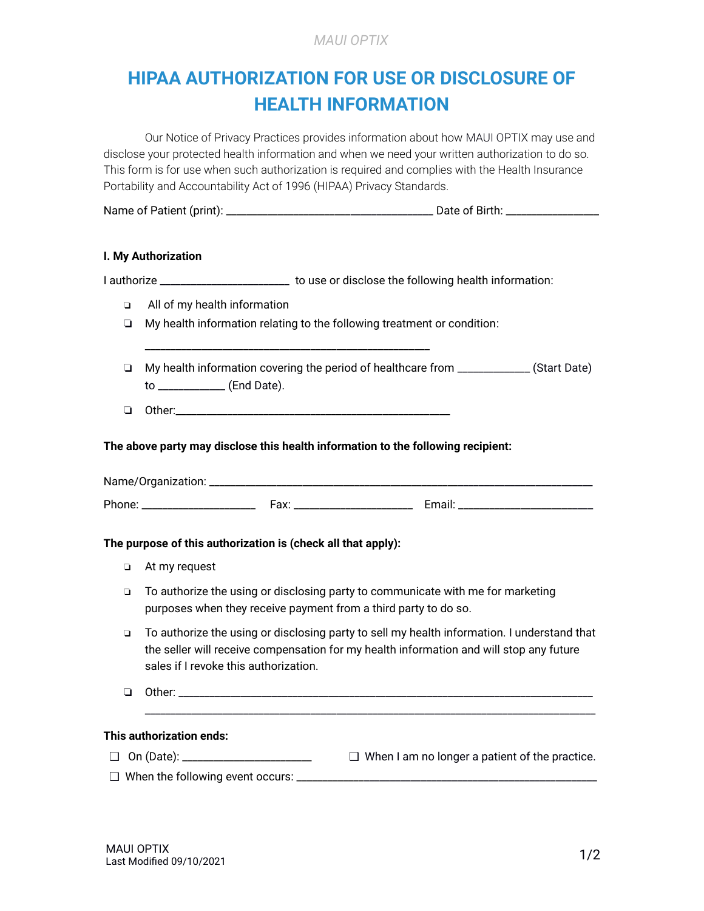# HIPAA AUTHORIZATION FOR USE OR DISCLOSURE OF HEALTH INFORMATION

Our Notice of Privacy Practices provides information about how MAUI OPTIX may use and disclose your protected health information and when we need your written authorization to do so. This form is for use when such authorization is required and complies with the Health Insurance Portability and Accountability Act of 1996 (HIPAA) Privacy Standards.

Name of Patient (print): ___________________________________ Date of Birth: ________________

**I. My Authorization**

I authorize ______________________ to use or disclose the following health information:

- ❏ All of my health information
- ❏ My health information relating to the following treatment or condition:

  _________________________________________________

- ❏ My health information covering the period of healthcare from _____________ (Start Date) to ____________ (End Date).
- ❏ Other:_______________________________________________

**The above party may disclose this health information to the following recipient:**

Name/Organization: _________________________________________________________________

Phone: ___________________ Fax: ____________________ Email: _______________________

**The purpose of this authorization is (check all that apply):**

- ❏ At my request
- ❏ To authorize the using or disclosing party to communicate with me for marketing purposes when they receive payment from a third party to do so.
- ❏ To authorize the using or disclosing party to sell my health information. I understand that the seller will receive compensation for my health information and will stop any future sales if I revoke this authorization.
- ❏ Other: _____________________________________________________________________

  ___________________________________________________________________________

**This authorization ends:**

❏ On (Date): ______________________ ❏ When I am no longer a patient of the practice.

❏ When the following event occurs: ___________________________________________________

MAUI OPTIX
Last Modified 09/10/2021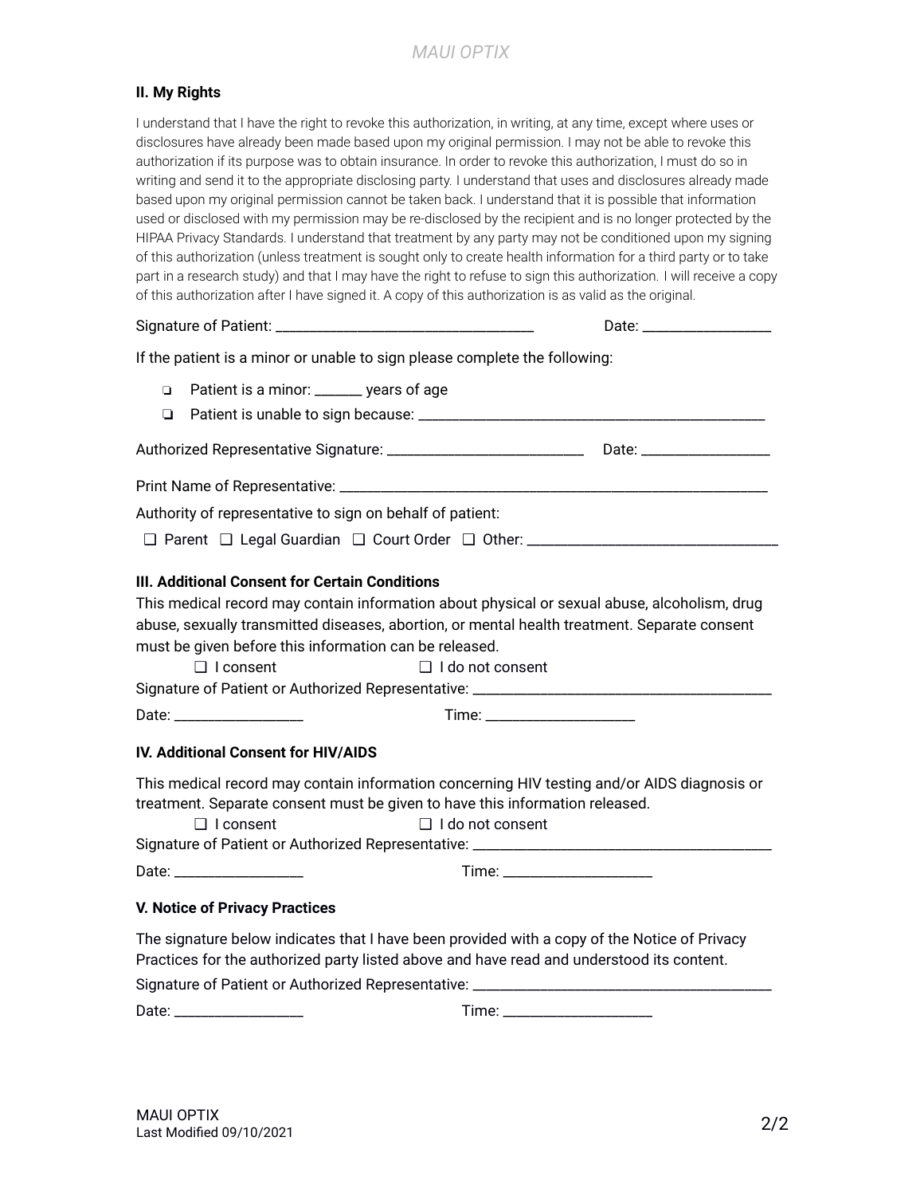### II. My Rights

I understand that I have the right to revoke this authorization, in writing, at any time, except where uses or disclosures have already been made based upon my original permission. I may not be able to revoke this authorization if its purpose was to obtain insurance. In order to revoke this authorization, I must do so in writing and send it to the appropriate disclosing party. I understand that uses and disclosures already made based upon my original permission cannot be taken back. I understand that it is possible that information used or disclosed with my permission may be re-disclosed by the recipient and is no longer protected by the HIPAA Privacy Standards. I understand that treatment by any party may not be conditioned upon my signing of this authorization (unless treatment is sought only to create health information for a third party or to take part in a research study) and that I may have the right to refuse to sign this authorization. I will receive a copy of this authorization after I have signed it. A copy of this authorization is as valid as the original.

Signature of Patient: ___________________________________ Date: _________________

If the patient is a minor or unable to sign please complete the following:

- ❏ Patient is a minor: _______ years of age
- ❏ Patient is unable to sign because: _______________________________________________

Authorized Representative Signature: __________________________ Date: _________________

Print Name of Representative: _________________________________________________________

Authority of representative to sign on behalf of patient:

❏ Parent ❏ Legal Guardian ❏ Court Order ❏ Other: _________________________________

### III. Additional Consent for Certain Conditions

This medical record may contain information about physical or sexual abuse, alcoholism, drug abuse, sexually transmitted diseases, abortion, or mental health treatment. Separate consent must be given before this information can be released.

❏ I consent ❏ I do not consent

Signature of Patient or Authorized Representative: ________________________________________

Date: _________________ Time: ____________________

### IV. Additional Consent for HIV/AIDS

This medical record may contain information concerning HIV testing and/or AIDS diagnosis or treatment. Separate consent must be given to have this information released.

❏ I consent ❏ I do not consent

Signature of Patient or Authorized Representative: ________________________________________

Date: _________________ Time: ____________________

### V. Notice of Privacy Practices

The signature below indicates that I have been provided with a copy of the Notice of Privacy Practices for the authorized party listed above and have read and understood its content.

Signature of Patient or Authorized Representative: ________________________________________

Date: _________________ Time: ____________________

MAUI OPTIX
Last Modified 09/10/2021